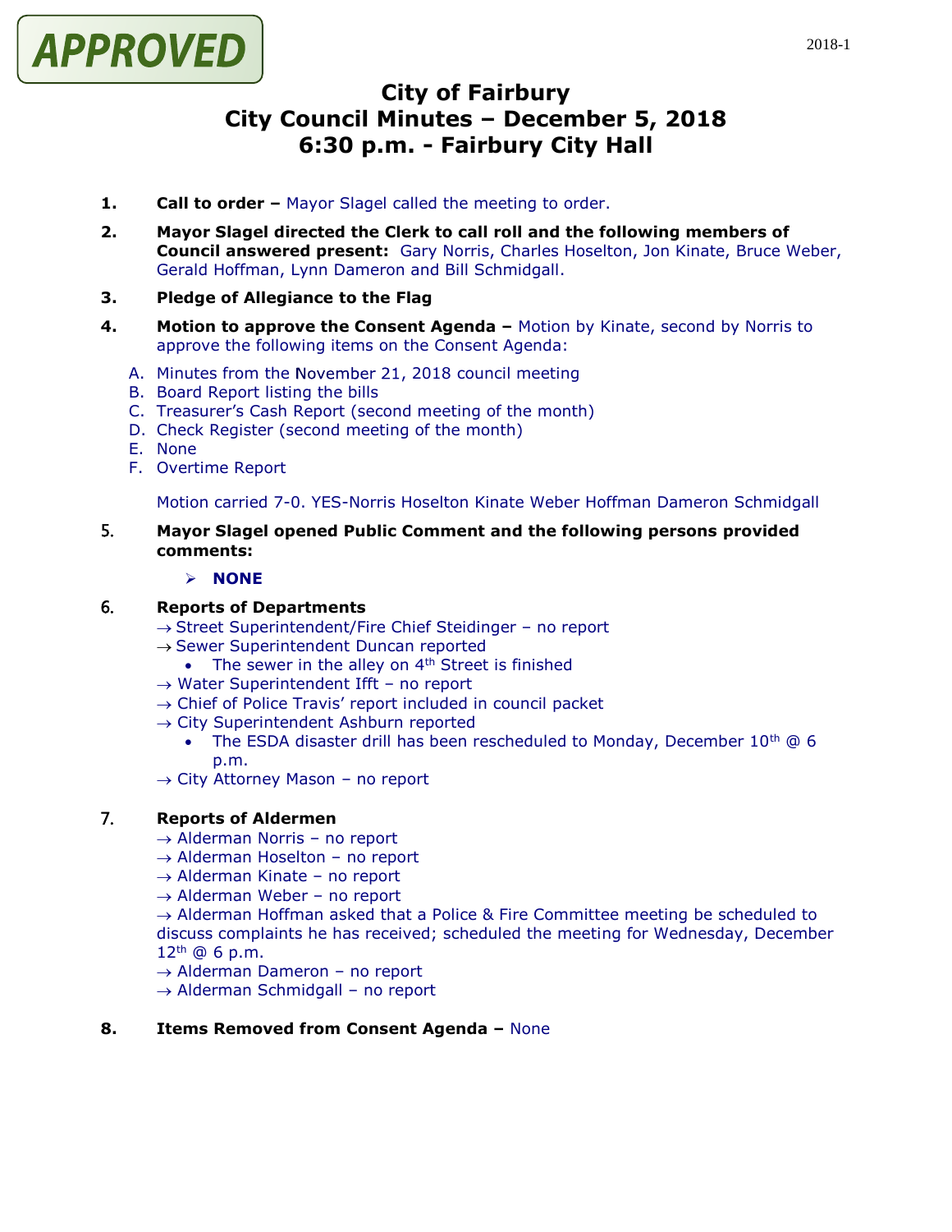APPROVED

# City of Fairbury
# City Council Minutes – December 5, 2018
# 6:30 p.m. - Fairbury City Hall

1. **Call to order –** Mayor Slagel called the meeting to order.

2. **Mayor Slagel directed the Clerk to call roll and the following members of Council answered present:** Gary Norris, Charles Hoselton, Jon Kinate, Bruce Weber, Gerald Hoffman, Lynn Dameron and Bill Schmidgall.

3. **Pledge of Allegiance to the Flag**

4. **Motion to approve the Consent Agenda –** Motion by Kinate, second by Norris to approve the following items on the Consent Agenda:

   A. Minutes from the November 21, 2018 council meeting
   B. Board Report listing the bills
   C. Treasurer's Cash Report (second meeting of the month)
   D. Check Register (second meeting of the month)
   E. None
   F. Overtime Report

   Motion carried 7-0. YES-Norris Hoselton Kinate Weber Hoffman Dameron Schmidgall

5. **Mayor Slagel opened Public Comment and the following persons provided comments:**

   - **NONE**

6. **Reports of Departments**
   - → Street Superintendent/Fire Chief Steidinger – no report
   - → Sewer Superintendent Duncan reported
     - The sewer in the alley on 4th Street is finished
   - → Water Superintendent Ifft – no report
   - → Chief of Police Travis' report included in council packet
   - → City Superintendent Ashburn reported
     - The ESDA disaster drill has been rescheduled to Monday, December 10th @ 6 p.m.
   - → City Attorney Mason – no report

7. **Reports of Aldermen**
   - → Alderman Norris – no report
   - → Alderman Hoselton – no report
   - → Alderman Kinate – no report
   - → Alderman Weber – no report
   - → Alderman Hoffman asked that a Police & Fire Committee meeting be scheduled to discuss complaints he has received; scheduled the meeting for Wednesday, December 12th @ 6 p.m.
   - → Alderman Dameron – no report
   - → Alderman Schmidgall – no report

8. **Items Removed from Consent Agenda –** None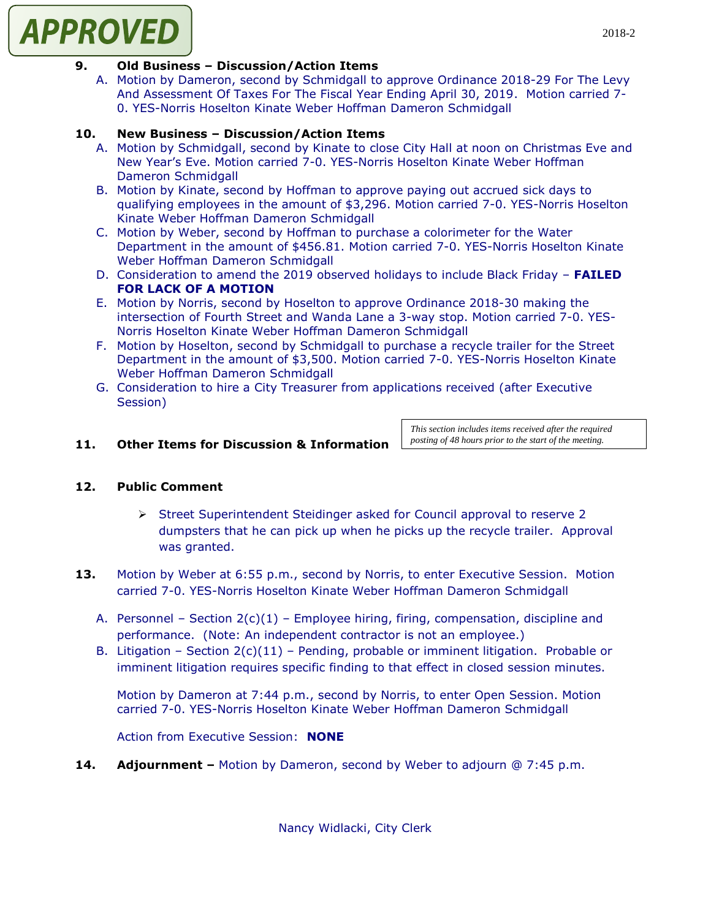**APPROVED**

9. **Old Business – Discussion/Action Items**
   A. Motion by Dameron, second by Schmidgall to approve Ordinance 2018-29 For The Levy And Assessment Of Taxes For The Fiscal Year Ending April 30, 2019. Motion carried 7-0. YES-Norris Hoselton Kinate Weber Hoffman Dameron Schmidgall

10. **New Business – Discussion/Action Items**
    A. Motion by Schmidgall, second by Kinate to close City Hall at noon on Christmas Eve and New Year's Eve. Motion carried 7-0. YES-Norris Hoselton Kinate Weber Hoffman Dameron Schmidgall
    B. Motion by Kinate, second by Hoffman to approve paying out accrued sick days to qualifying employees in the amount of $3,296. Motion carried 7-0. YES-Norris Hoselton Kinate Weber Hoffman Dameron Schmidgall
    C. Motion by Weber, second by Hoffman to purchase a colorimeter for the Water Department in the amount of $456.81. Motion carried 7-0. YES-Norris Hoselton Kinate Weber Hoffman Dameron Schmidgall
    D. Consideration to amend the 2019 observed holidays to include Black Friday – **FAILED FOR LACK OF A MOTION**
    E. Motion by Norris, second by Hoselton to approve Ordinance 2018-30 making the intersection of Fourth Street and Wanda Lane a 3-way stop. Motion carried 7-0. YES-Norris Hoselton Kinate Weber Hoffman Dameron Schmidgall
    F. Motion by Hoselton, second by Schmidgall to purchase a recycle trailer for the Street Department in the amount of $3,500. Motion carried 7-0. YES-Norris Hoselton Kinate Weber Hoffman Dameron Schmidgall
    G. Consideration to hire a City Treasurer from applications received (after Executive Session)

11. **Other Items for Discussion & Information**

*This section includes items received after the required posting of 48 hours prior to the start of the meeting.*

12. **Public Comment**

- Street Superintendent Steidinger asked for Council approval to reserve 2 dumpsters that he can pick up when he picks up the recycle trailer. Approval was granted.

13. Motion by Weber at 6:55 p.m., second by Norris, to enter Executive Session. Motion carried 7-0. YES-Norris Hoselton Kinate Weber Hoffman Dameron Schmidgall

    A. Personnel – Section 2(c)(1) – Employee hiring, firing, compensation, discipline and performance. (Note: An independent contractor is not an employee.)
    B. Litigation – Section 2(c)(11) – Pending, probable or imminent litigation. Probable or imminent litigation requires specific finding to that effect in closed session minutes.

    Motion by Dameron at 7:44 p.m., second by Norris, to enter Open Session. Motion carried 7-0. YES-Norris Hoselton Kinate Weber Hoffman Dameron Schmidgall

    Action from Executive Session: **NONE**

14. **Adjournment –** Motion by Dameron, second by Weber to adjourn @ 7:45 p.m.

Nancy Widlacki, City Clerk